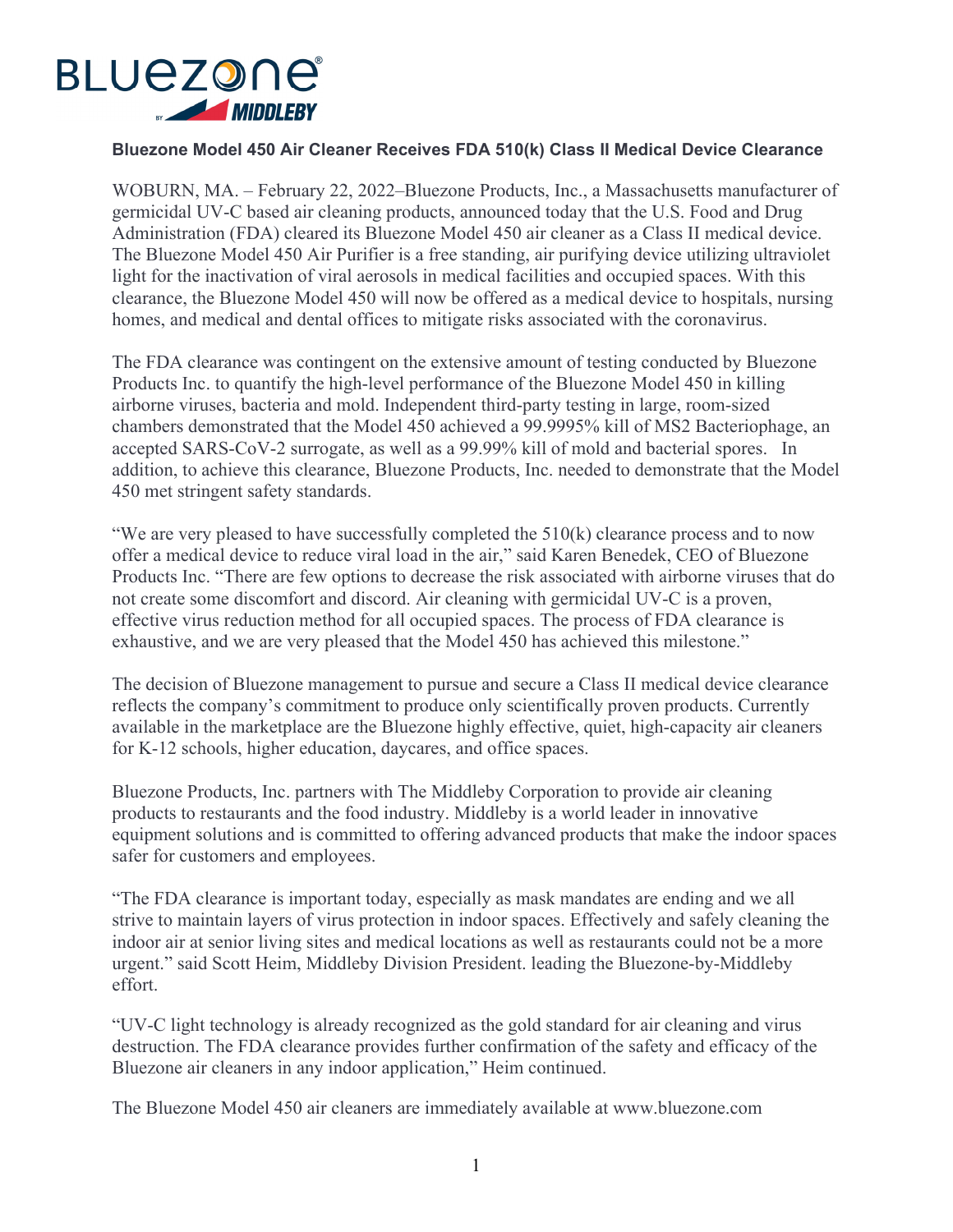BLUEZONE BY MIDDLEBY

**Bluezone Model 450 Air Cleaner Receives FDA 510(k) Class II Medical Device Clearance**

WOBURN, MA. – February 22, 2022–Bluezone Products, Inc., a Massachusetts manufacturer of germicidal UV-C based air cleaning products, announced today that the U.S. Food and Drug Administration (FDA) cleared its Bluezone Model 450 air cleaner as a Class II medical device. The Bluezone Model 450 Air Purifier is a free standing, air purifying device utilizing ultraviolet light for the inactivation of viral aerosols in medical facilities and occupied spaces. With this clearance, the Bluezone Model 450 will now be offered as a medical device to hospitals, nursing homes, and medical and dental offices to mitigate risks associated with the coronavirus.

The FDA clearance was contingent on the extensive amount of testing conducted by Bluezone Products Inc. to quantify the high-level performance of the Bluezone Model 450 in killing airborne viruses, bacteria and mold. Independent third-party testing in large, room-sized chambers demonstrated that the Model 450 achieved a 99.9995% kill of MS2 Bacteriophage, an accepted SARS-CoV-2 surrogate, as well as a 99.99% kill of mold and bacterial spores. In addition, to achieve this clearance, Bluezone Products, Inc. needed to demonstrate that the Model 450 met stringent safety standards.

"We are very pleased to have successfully completed the 510(k) clearance process and to now offer a medical device to reduce viral load in the air," said Karen Benedek, CEO of Bluezone Products Inc. "There are few options to decrease the risk associated with airborne viruses that do not create some discomfort and discord. Air cleaning with germicidal UV-C is a proven, effective virus reduction method for all occupied spaces. The process of FDA clearance is exhaustive, and we are very pleased that the Model 450 has achieved this milestone."

The decision of Bluezone management to pursue and secure a Class II medical device clearance reflects the company's commitment to produce only scientifically proven products. Currently available in the marketplace are the Bluezone highly effective, quiet, high-capacity air cleaners for K-12 schools, higher education, daycares, and office spaces.

Bluezone Products, Inc. partners with The Middleby Corporation to provide air cleaning products to restaurants and the food industry. Middleby is a world leader in innovative equipment solutions and is committed to offering advanced products that make the indoor spaces safer for customers and employees.

"The FDA clearance is important today, especially as mask mandates are ending and we all strive to maintain layers of virus protection in indoor spaces. Effectively and safely cleaning the indoor air at senior living sites and medical locations as well as restaurants could not be a more urgent." said Scott Heim, Middleby Division President. leading the Bluezone-by-Middleby effort.

"UV-C light technology is already recognized as the gold standard for air cleaning and virus destruction. The FDA clearance provides further confirmation of the safety and efficacy of the Bluezone air cleaners in any indoor application," Heim continued.

The Bluezone Model 450 air cleaners are immediately available at www.bluezone.com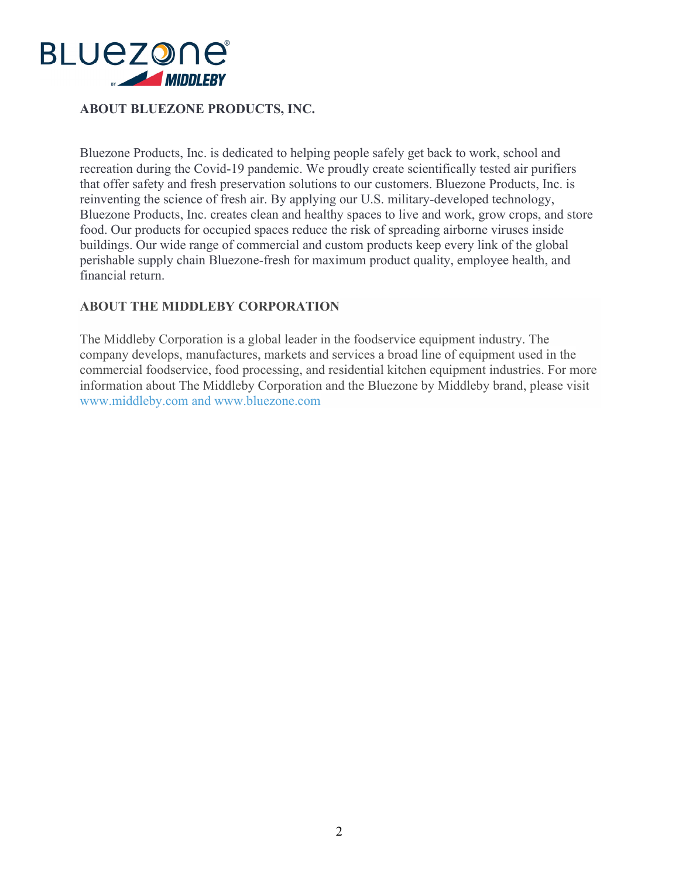## ABOUT BLUEZONE PRODUCTS, INC.

Bluezone Products, Inc. is dedicated to helping people safely get back to work, school and recreation during the Covid-19 pandemic. We proudly create scientifically tested air purifiers that offer safety and fresh preservation solutions to our customers. Bluezone Products, Inc. is reinventing the science of fresh air. By applying our U.S. military-developed technology, Bluezone Products, Inc. creates clean and healthy spaces to live and work, grow crops, and store food. Our products for occupied spaces reduce the risk of spreading airborne viruses inside buildings. Our wide range of commercial and custom products keep every link of the global perishable supply chain Bluezone-fresh for maximum product quality, employee health, and financial return.

## ABOUT THE MIDDLEBY CORPORATION

The Middleby Corporation is a global leader in the foodservice equipment industry. The company develops, manufactures, markets and services a broad line of equipment used in the commercial foodservice, food processing, and residential kitchen equipment industries. For more information about The Middleby Corporation and the Bluezone by Middleby brand, please visit www.middleby.com and www.bluezone.com